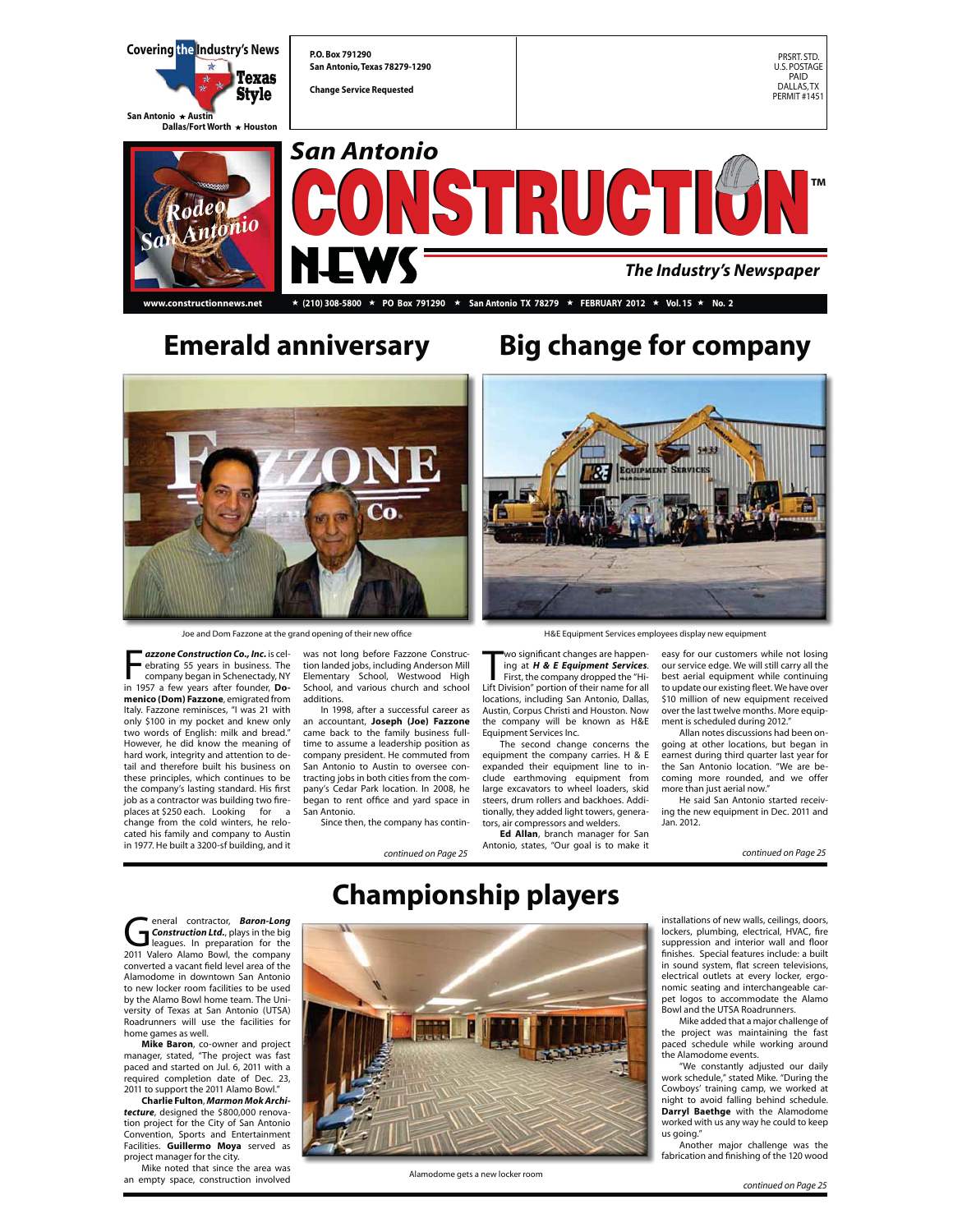Covering the Industry's News

Texas Style

San Antonio ★ Austin
Dallas/Fort Worth ★ Houston

P.O. Box 791290
San Antonio, Texas 78279-1290

Change Service Requested

PRSRT. STD.
U.S. POSTAGE
PAID
DALLAS, TX
PERMIT #1451

# San Antonio CONSTRUCTION NEWS™

The Industry's Newspaper

www.constructionnews.net ★ (210) 308-5800 ★ PO Box 791290 ★ San Antonio TX 78279 ★ FEBRUARY 2012 ★ Vol. 15 ★ No. 2

## Emerald anniversary

Joe and Dom Fazzone at the grand opening of their new office

***Fazzone Construction Co., Inc.*** is celebrating 55 years in business. The company began in Schenectady, NY in 1957 a few years after founder, **Domenico (Dom) Fazzone**, emigrated from Italy. Fazzone reminisces, "I was 21 with only $100 in my pocket and knew only two words of English: milk and bread." However, he did know the meaning of hard work, integrity and attention to detail and therefore built his business on these principles, which continues to be the company's lasting standard. His first job as a contractor was building two fireplaces at $250 each. Looking for a change from the cold winters, he relocated his family and company to Austin in 1977. He built a 3200-sf building, and it was not long before Fazzone Construction landed jobs, including Anderson Mill Elementary School, Westwood High School, and various church and school additions.

In 1998, after a successful career as an accountant, **Joseph (Joe) Fazzone** came back to the family business full-time to assume a leadership position as company president. He commuted from San Antonio to Austin to oversee contracting jobs in both cities from the company's Cedar Park location. In 2008, he began to rent office and yard space in San Antonio.

Since then, the company has contin-

*continued on Page 25*

## Big change for company

H&E Equipment Services employees display new equipment

Two significant changes are happening at ***H & E Equipment Services***. First, the company dropped the "Hi-Lift Division" portion of their name for all locations, including San Antonio, Dallas, Austin, Corpus Christi and Houston. Now the company will be known as H&E Equipment Services Inc.

The second change concerns the equipment the company carries. H & E expanded their equipment line to include earthmoving equipment from large excavators to wheel loaders, skid steers, drum rollers and backhoes. Additionally, they added light towers, generators, air compressors and welders.

**Ed Allan**, branch manager for San Antonio, states, "Our goal is to make it easy for our customers while not losing our service edge. We will still carry all the best aerial equipment while continuing to update our existing fleet. We have over $10 million of new equipment received over the last twelve months. More equipment is scheduled during 2012."

Allan notes discussions had been ongoing at other locations, but began in earnest during third quarter last year for the San Antonio location. "We are becoming more rounded, and we offer more than just aerial now."

He said San Antonio started receiving the new equipment in Dec. 2011 and Jan. 2012.

*continued on Page 25*

## Championship players

General contractor, ***Baron-Long Construction Ltd.***, plays in the big leagues. In preparation for the 2011 Valero Alamo Bowl, the company converted a vacant field level area of the Alamodome in downtown San Antonio to new locker room facilities to be used by the Alamo Bowl home team. The University of Texas at San Antonio (UTSA) Roadrunners will use the facilities for home games as well.

**Mike Baron**, co-owner and project manager, stated, "The project was fast paced and started on Jul. 6, 2011 with a required completion date of Dec. 23, 2011 to support the 2011 Alamo Bowl."

**Charlie Fulton**, ***Marmon Mok Architecture***, designed the $800,000 renovation project for the City of San Antonio Convention, Sports and Entertainment Facilities. **Guillermo Moya** served as project manager for the city.

Mike noted that since the area was an empty space, construction involved installations of new walls, ceilings, doors, lockers, plumbing, electrical, HVAC, fire suppression and interior wall and floor finishes. Special features include: a built in sound system, flat screen televisions, electrical outlets at every locker, ergonomic seating and interchangeable carpet logos to accommodate the Alamo Bowl and the UTSA Roadrunners.

Alamodome gets a new locker room

Mike added that a major challenge of the project was maintaining the fast paced schedule while working around the Alamodome events.

"We constantly adjusted our daily work schedule," stated Mike. "During the Cowboys' training camp, we worked at night to avoid falling behind schedule. **Darryl Baethge** with the Alamodome worked with us any way he could to keep us going."

Another major challenge was the fabrication and finishing of the 120 wood

*continued on Page 25*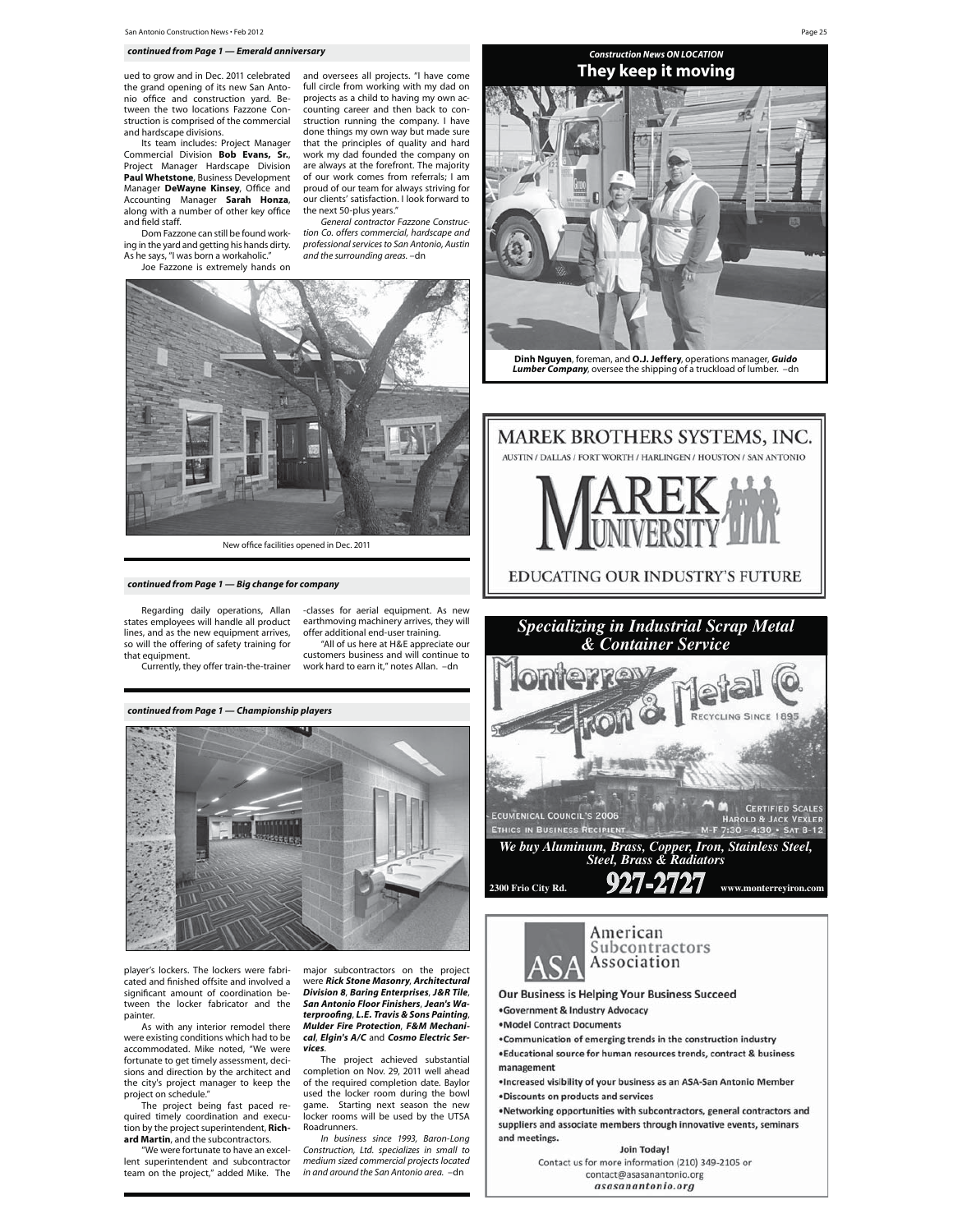*continued from Page 1 — Emerald anniversary*

ued to grow and in Dec. 2011 celebrated the grand opening of its new San Antonio office and construction yard. Between the two locations Fazzone Construction is comprised of the commercial and hardscape divisions.

Its team includes: Project Manager Commercial Division **Bob Evans, Sr.**, Project Manager Hardscape Division **Paul Whetstone**, Business Development Manager **DeWayne Kinsey**, Office and Accounting Manager **Sarah Honza**, along with a number of other key office and field staff.

Dom Fazzone can still be found working in the yard and getting his hands dirty. As he says, "I was born a workaholic."

Joe Fazzone is extremely hands on and oversees all projects. "I have come full circle from working with my dad on projects as a child to having my own accounting career and then back to construction running the company. I have done things my own way but made sure that the principles of quality and hard work my dad founded the company on are always at the forefront. The majority of our work comes from referrals; I am proud of our team for always striving for our clients' satisfaction. I look forward to the next 50-plus years."

*General contractor Fazzone Construction Co. offers commercial, hardscape and professional services to San Antonio, Austin and the surrounding areas.* –dn

New office facilities opened in Dec. 2011

*continued from Page 1 — Big change for company*

Regarding daily operations, Allan states employees will handle all product lines, and as the new equipment arrives, so will the offering of safety training for that equipment.

Currently, they offer train-the-trainer -classes for aerial equipment. As new earthmoving machinery arrives, they will offer additional end-user training.

"All of us here at H&E appreciate our customers business and will continue to work hard to earn it," notes Allan. –dn

*continued from Page 1 — Championship players*

player's lockers. The lockers were fabricated and finished offsite and involved a significant amount of coordination between the locker fabricator and the painter.

As with any interior remodel there were existing conditions which had to be accommodated. Mike noted, "We were fortunate to get timely assessment, decisions and direction by the architect and the city's project manager to keep the project on schedule."

The project being fast paced required timely coordination and execution by the project superintendent, **Richard Martin**, and the subcontractors.

"We were fortunate to have an excellent superintendent and subcontractor team on the project," added Mike. The major subcontractors on the project were ***Rick Stone Masonry***, ***Architectural Division 8***, ***Baring Enterprises***, ***J&R Tile***, ***San Antonio Floor Finishers***, ***Jean's Waterproofing***, ***L.E. Travis & Sons Painting***, ***Mulder Fire Protection***, ***F&M Mechanical***, ***Elgin's A/C*** and ***Cosmo Electric Services***.

The project achieved substantial completion on Nov. 29, 2011 well ahead of the required completion date. Baylor used the locker room during the bowl game. Starting next season the new locker rooms will be used by the UTSA Roadrunners.

*In business since 1993, Baron-Long Construction, Ltd. specializes in small to medium sized commercial projects located in and around the San Antonio area.* –dn

***Construction News ON LOCATION***

## They keep it moving

**Dinh Nguyen**, foreman, and **O.J. Jeffery**, operations manager, ***Guido Lumber Company***, oversee the shipping of a truckload of lumber. –dn

MAREK BROTHERS SYSTEMS, INC.

AUSTIN / DALLAS / FORT WORTH / HARLINGEN / HOUSTON / SAN ANTONIO

MAREK UNIVERSITY

EDUCATING OUR INDUSTRY'S FUTURE

***Specializing in Industrial Scrap Metal & Container Service***

Monterrey Iron & Metal Co.

RECYCLING SINCE 1895

ECUMENICAL COUNCIL'S 2006 ETHICS IN BUSINESS RECIPIENT

CERTIFIED SCALES
HAROLD & JACK VEXLER
M-F 7:30 - 4:30 • SAT 8-12

***We buy Aluminum, Brass, Copper, Iron, Stainless Steel, Steel, Brass & Radiators***

**2300 Frio City Rd.** **927-2727** **www.monterreyiron.com**

ASA American Subcontractors Association

**Our Business is Helping Your Business Succeed**

- Government & Industry Advocacy
- Model Contract Documents
- Communication of emerging trends in the construction industry
- Educational source for human resources trends, contract & business management
- Increased visibility of your business as an ASA-San Antonio Member
- Discounts on products and services
- Networking opportunities with subcontractors, general contractors and suppliers and associate members through innovative events, seminars and meetings.

**Join Today!**

Contact us for more information (210) 349-2105 or contact@asasanantonio.org

***asasanantonio.org***